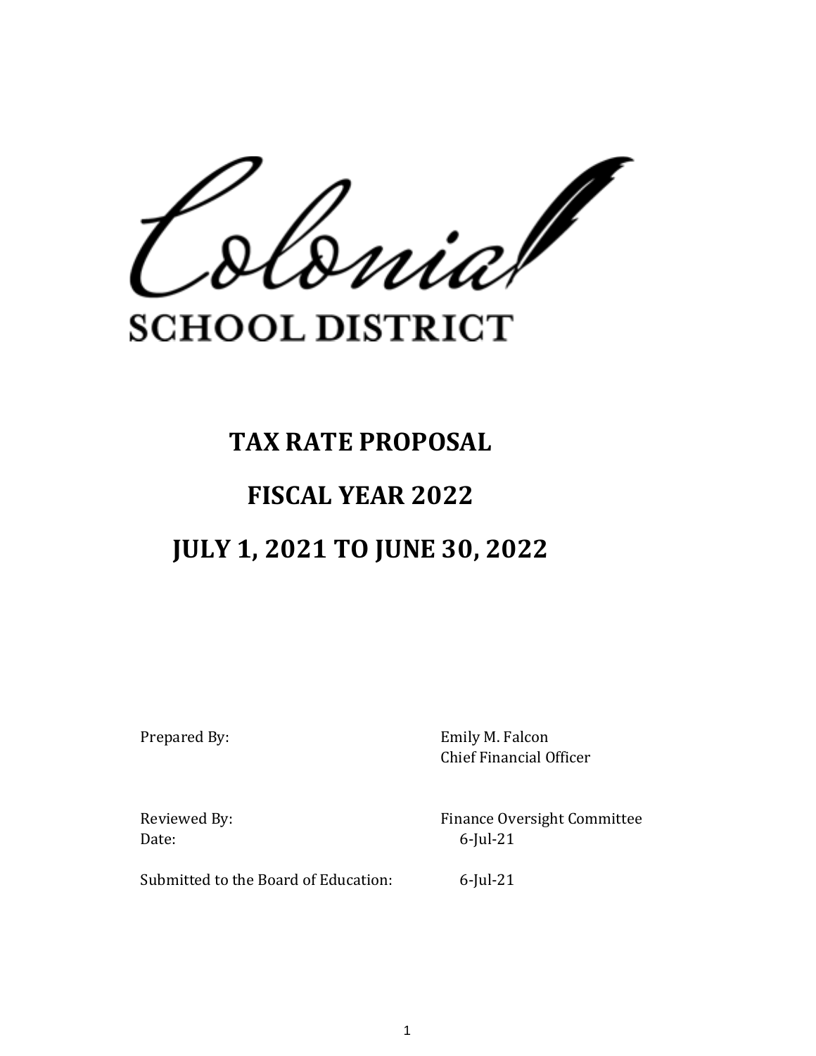Colonial

SCHOOL DISTRICT

# TAX RATE PROPOSAL

# FISCAL YEAR 2022

# JULY 1, 2021 TO JUNE 30, 2022

| | |
|---|---|
| Prepared By: | Emily M. Falcon<br>Chief Financial Officer |
| Reviewed By: | Finance Oversight Committee |
| Date: | 6-Jul-21 |
| Submitted to the Board of Education: | 6-Jul-21 |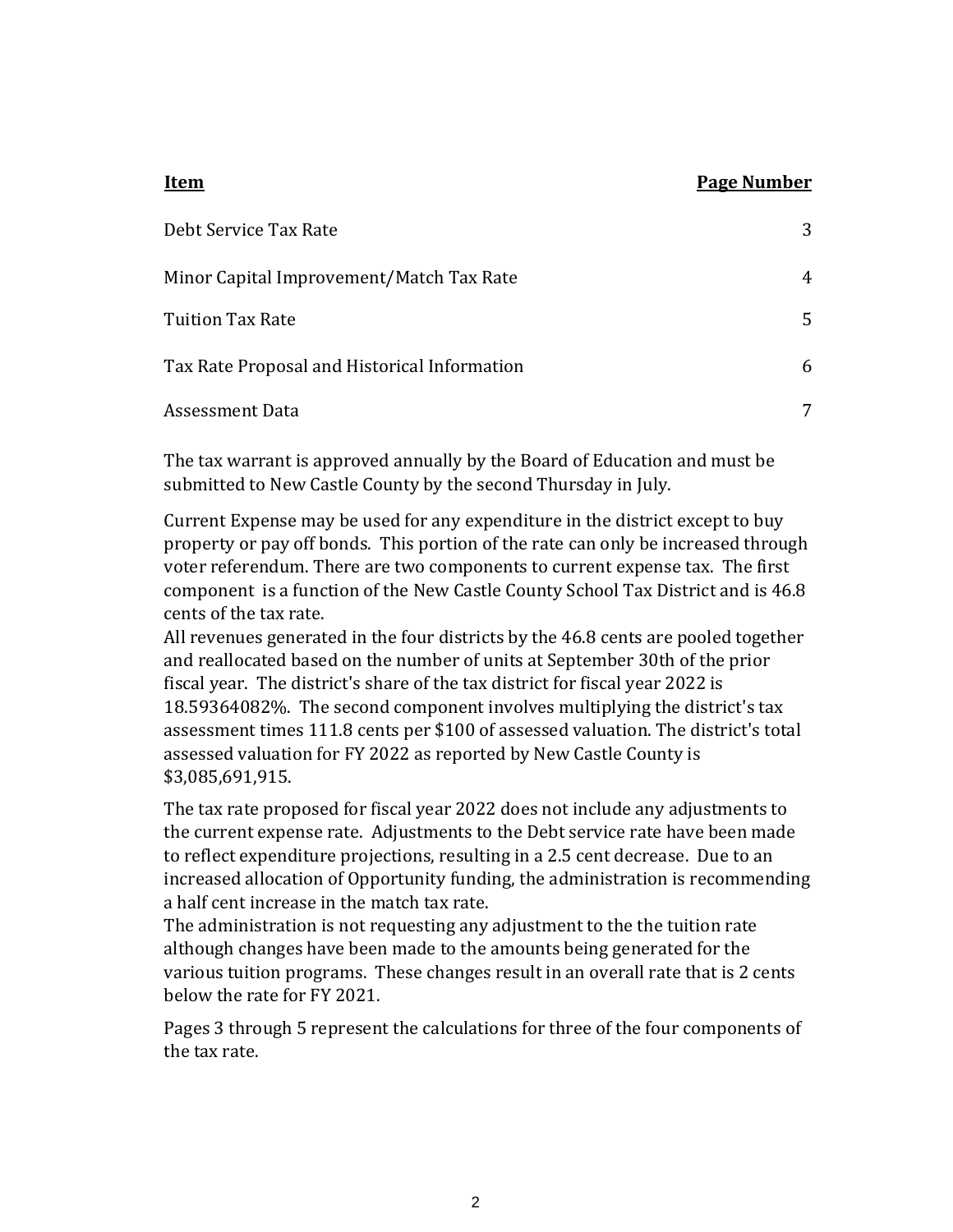| **Item** | **Page Number** |
|---|---|
| Debt Service Tax Rate | 3 |
| Minor Capital Improvement/Match Tax Rate | 4 |
| Tuition Tax Rate | 5 |
| Tax Rate Proposal and Historical Information | 6 |
| Assessment Data | 7 |

The tax warrant is approved annually by the Board of Education and must be submitted to New Castle County by the second Thursday in July.

Current Expense may be used for any expenditure in the district except to buy property or pay off bonds. This portion of the rate can only be increased through voter referendum. There are two components to current expense tax. The first component is a function of the New Castle County School Tax District and is 46.8 cents of the tax rate.
All revenues generated in the four districts by the 46.8 cents are pooled together and reallocated based on the number of units at September 30th of the prior fiscal year. The district's share of the tax district for fiscal year 2022 is 18.59364082%. The second component involves multiplying the district's tax assessment times 111.8 cents per $100 of assessed valuation. The district's total assessed valuation for FY 2022 as reported by New Castle County is $3,085,691,915.

The tax rate proposed for fiscal year 2022 does not include any adjustments to the current expense rate. Adjustments to the Debt service rate have been made to reflect expenditure projections, resulting in a 2.5 cent decrease. Due to an increased allocation of Opportunity funding, the administration is recommending a half cent increase in the match tax rate.
The administration is not requesting any adjustment to the the tuition rate although changes have been made to the amounts being generated for the various tuition programs. These changes result in an overall rate that is 2 cents below the rate for FY 2021.

Pages 3 through 5 represent the calculations for three of the four components of the tax rate.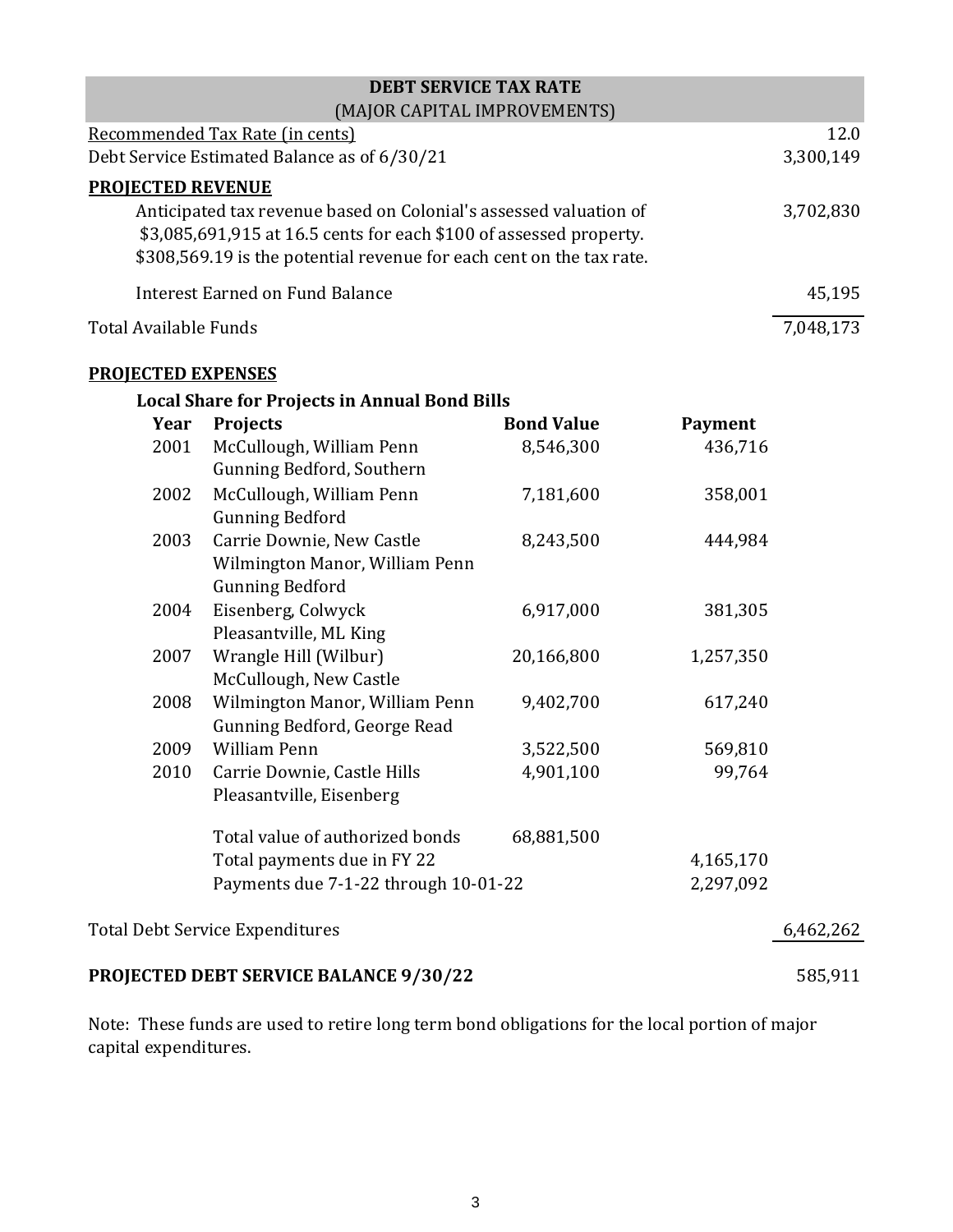## DEBT SERVICE TAX RATE
### (MAJOR CAPITAL IMPROVEMENTS)

| | |
|---|---|
| Recommended Tax Rate (in cents) | 12.0 |
| Debt Service Estimated Balance as of 6/30/21 | 3,300,149 |

**PROJECTED REVENUE**

| | |
|---|---|
| Anticipated tax revenue based on Colonial's assessed valuation of $3,085,691,915 at 16.5 cents for each $100 of assessed property. $308,569.19 is the potential revenue for each cent on the tax rate. | 3,702,830 |
| Interest Earned on Fund Balance | 45,195 |
| Total Available Funds | 7,048,173 |

**PROJECTED EXPENSES**

**Local Share for Projects in Annual Bond Bills**

| Year | Projects | Bond Value | Payment |
|---|---|---|---|
| 2001 | McCullough, William Penn Gunning Bedford, Southern | 8,546,300 | 436,716 |
| 2002 | McCullough, William Penn Gunning Bedford | 7,181,600 | 358,001 |
| 2003 | Carrie Downie, New Castle Wilmington Manor, William Penn Gunning Bedford | 8,243,500 | 444,984 |
| 2004 | Eisenberg, Colwyck Pleasantville, ML King | 6,917,000 | 381,305 |
| 2007 | Wrangle Hill (Wilbur) McCullough, New Castle | 20,166,800 | 1,257,350 |
| 2008 | Wilmington Manor, William Penn Gunning Bedford, George Read | 9,402,700 | 617,240 |
| 2009 | William Penn | 3,522,500 | 569,810 |
| 2010 | Carrie Downie, Castle Hills Pleasantville, Eisenberg | 4,901,100 | 99,764 |
| | Total value of authorized bonds | 68,881,500 | |
| | Total payments due in FY 22 | | 4,165,170 |
| | Payments due 7-1-22 through 10-01-22 | | 2,297,092 |

| | |
|---|---|
| Total Debt Service Expenditures | 6,462,262 |
| **PROJECTED DEBT SERVICE BALANCE 9/30/22** | 585,911 |

Note: These funds are used to retire long term bond obligations for the local portion of major capital expenditures.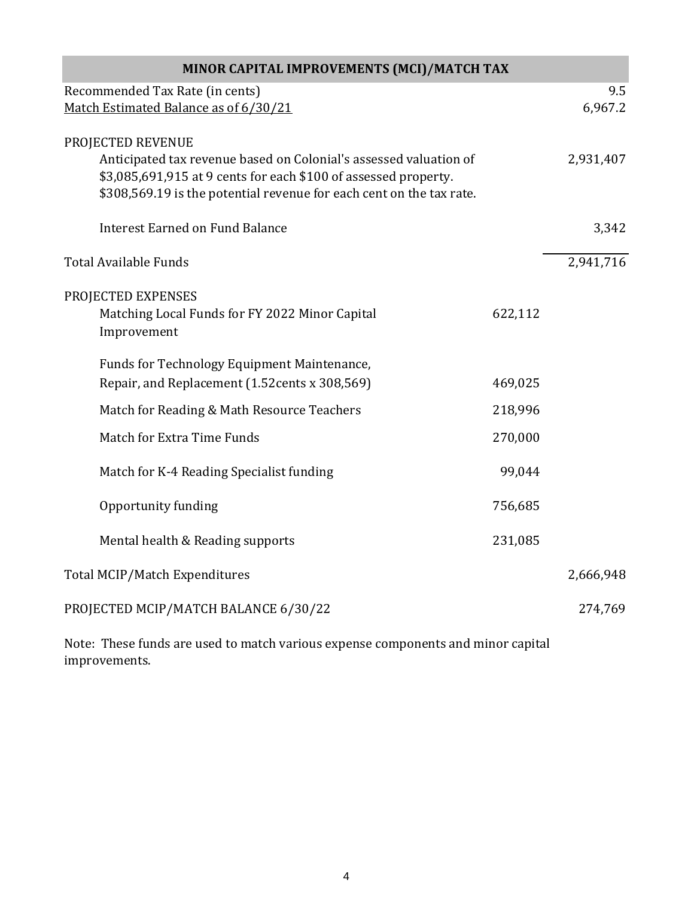## MINOR CAPITAL IMPROVEMENTS (MCI)/MATCH TAX

| | | |
|---|---|---|
| Recommended Tax Rate (in cents) | | 9.5 |
| Match Estimated Balance as of 6/30/21 | | 6,967.2 |
| | | |
| PROJECTED REVENUE | | |
| Anticipated tax revenue based on Colonial's assessed valuation of $3,085,691,915 at 9 cents for each $100 of assessed property. $308,569.19 is the potential revenue for each cent on the tax rate. | | 2,931,407 |
| Interest Earned on Fund Balance | | 3,342 |
| Total Available Funds | | 2,941,716 |
| | | |
| PROJECTED EXPENSES | | |
| Matching Local Funds for FY 2022 Minor Capital Improvement | 622,112 | |
| Funds for Technology Equipment Maintenance, Repair, and Replacement (1.52cents x 308,569) | 469,025 | |
| Match for Reading & Math Resource Teachers | 218,996 | |
| Match for Extra Time Funds | 270,000 | |
| Match for K-4 Reading Specialist funding | 99,044 | |
| Opportunity funding | 756,685 | |
| Mental health & Reading supports | 231,085 | |
| Total MCIP/Match Expenditures | | 2,666,948 |
| PROJECTED MCIP/MATCH BALANCE 6/30/22 | | 274,769 |

Note: These funds are used to match various expense components and minor capital improvements.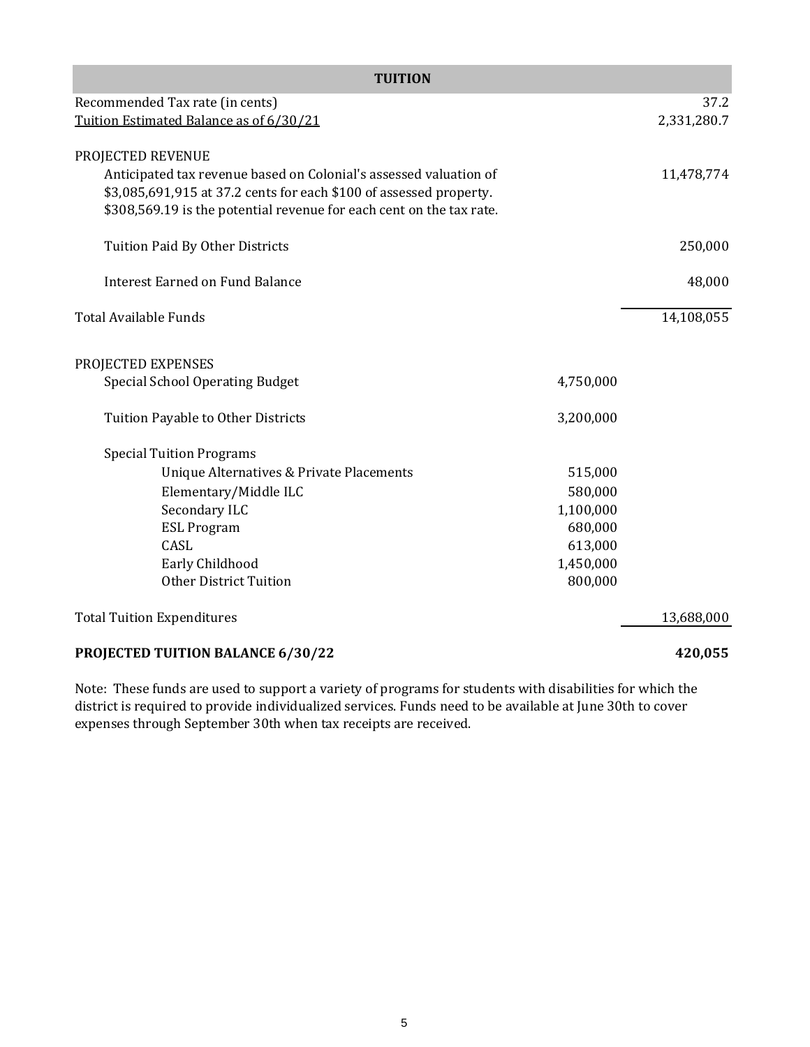## TUITION

| | | |
|---|---|---|
| Recommended Tax rate (in cents) | | 37.2 |
| Tuition Estimated Balance as of 6/30/21 | | 2,331,280.7 |
| | | |
| PROJECTED REVENUE | | |
| Anticipated tax revenue based on Colonial's assessed valuation of $3,085,691,915 at 37.2 cents for each $100 of assessed property. $308,569.19 is the potential revenue for each cent on the tax rate. | | 11,478,774 |
| Tuition Paid By Other Districts | | 250,000 |
| Interest Earned on Fund Balance | | 48,000 |
| Total Available Funds | | 14,108,055 |
| | | |
| PROJECTED EXPENSES | | |
| Special School Operating Budget | 4,750,000 | |
| Tuition Payable to Other Districts | 3,200,000 | |
| Special Tuition Programs | | |
| Unique Alternatives & Private Placements | 515,000 | |
| Elementary/Middle ILC | 580,000 | |
| Secondary ILC | 1,100,000 | |
| ESL Program | 680,000 | |
| CASL | 613,000 | |
| Early Childhood | 1,450,000 | |
| Other District Tuition | 800,000 | |
| Total Tuition Expenditures | | 13,688,000 |
| **PROJECTED TUITION BALANCE 6/30/22** | | **420,055** |

Note: These funds are used to support a variety of programs for students with disabilities for which the district is required to provide individualized services. Funds need to be available at June 30th to cover expenses through September 30th when tax receipts are received.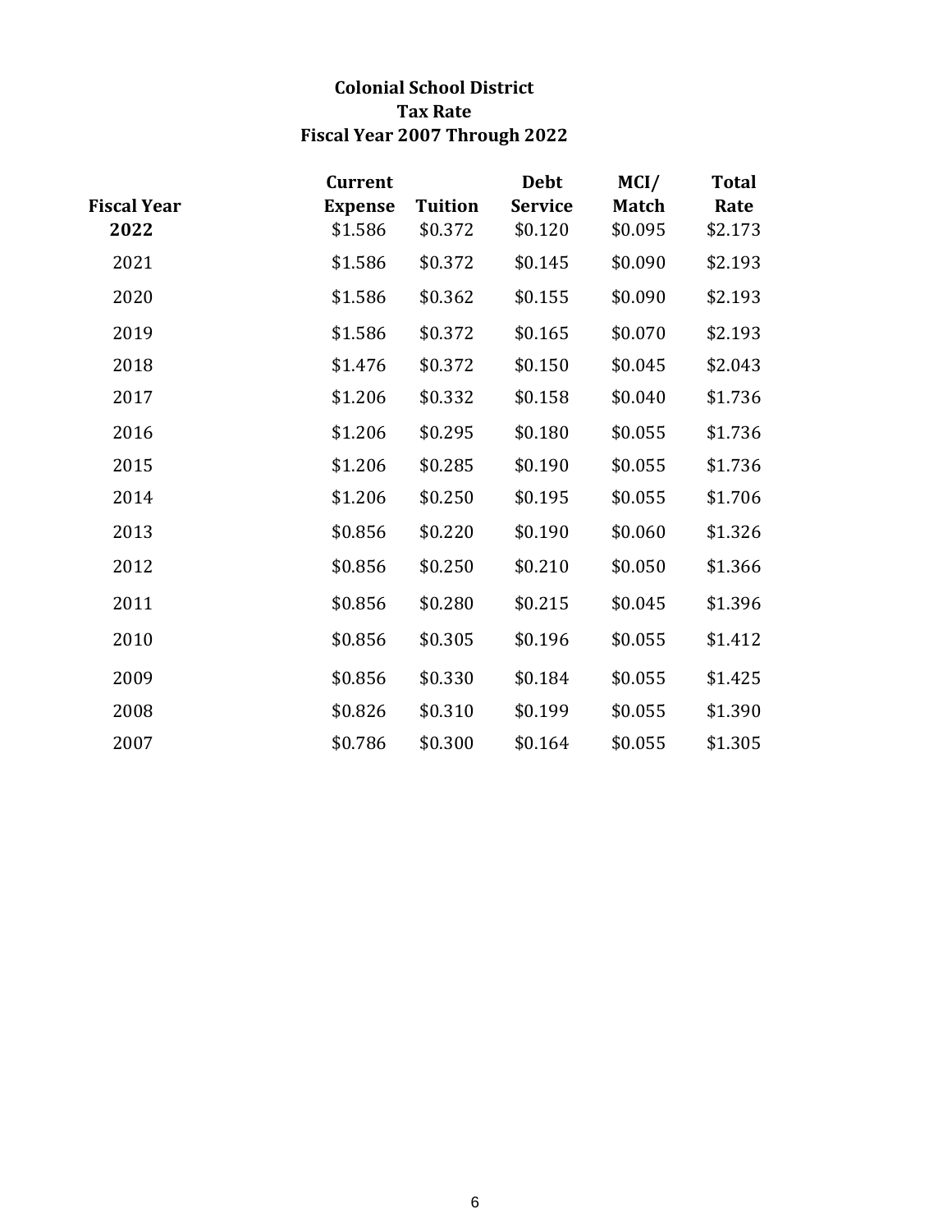# Colonial School District
## Tax Rate
## Fiscal Year 2007 Through 2022

| Fiscal Year | Current Expense | Tuition | Debt Service | MCI/ Match | Total Rate |
|---|---|---|---|---|---|
| **2022** | $1.586 | $0.372 | $0.120 | $0.095 | $2.173 |
| 2021 | $1.586 | $0.372 | $0.145 | $0.090 | $2.193 |
| 2020 | $1.586 | $0.362 | $0.155 | $0.090 | $2.193 |
| 2019 | $1.586 | $0.372 | $0.165 | $0.070 | $2.193 |
| 2018 | $1.476 | $0.372 | $0.150 | $0.045 | $2.043 |
| 2017 | $1.206 | $0.332 | $0.158 | $0.040 | $1.736 |
| 2016 | $1.206 | $0.295 | $0.180 | $0.055 | $1.736 |
| 2015 | $1.206 | $0.285 | $0.190 | $0.055 | $1.736 |
| 2014 | $1.206 | $0.250 | $0.195 | $0.055 | $1.706 |
| 2013 | $0.856 | $0.220 | $0.190 | $0.060 | $1.326 |
| 2012 | $0.856 | $0.250 | $0.210 | $0.050 | $1.366 |
| 2011 | $0.856 | $0.280 | $0.215 | $0.045 | $1.396 |
| 2010 | $0.856 | $0.305 | $0.196 | $0.055 | $1.412 |
| 2009 | $0.856 | $0.330 | $0.184 | $0.055 | $1.425 |
| 2008 | $0.826 | $0.310 | $0.199 | $0.055 | $1.390 |
| 2007 | $0.786 | $0.300 | $0.164 | $0.055 | $1.305 |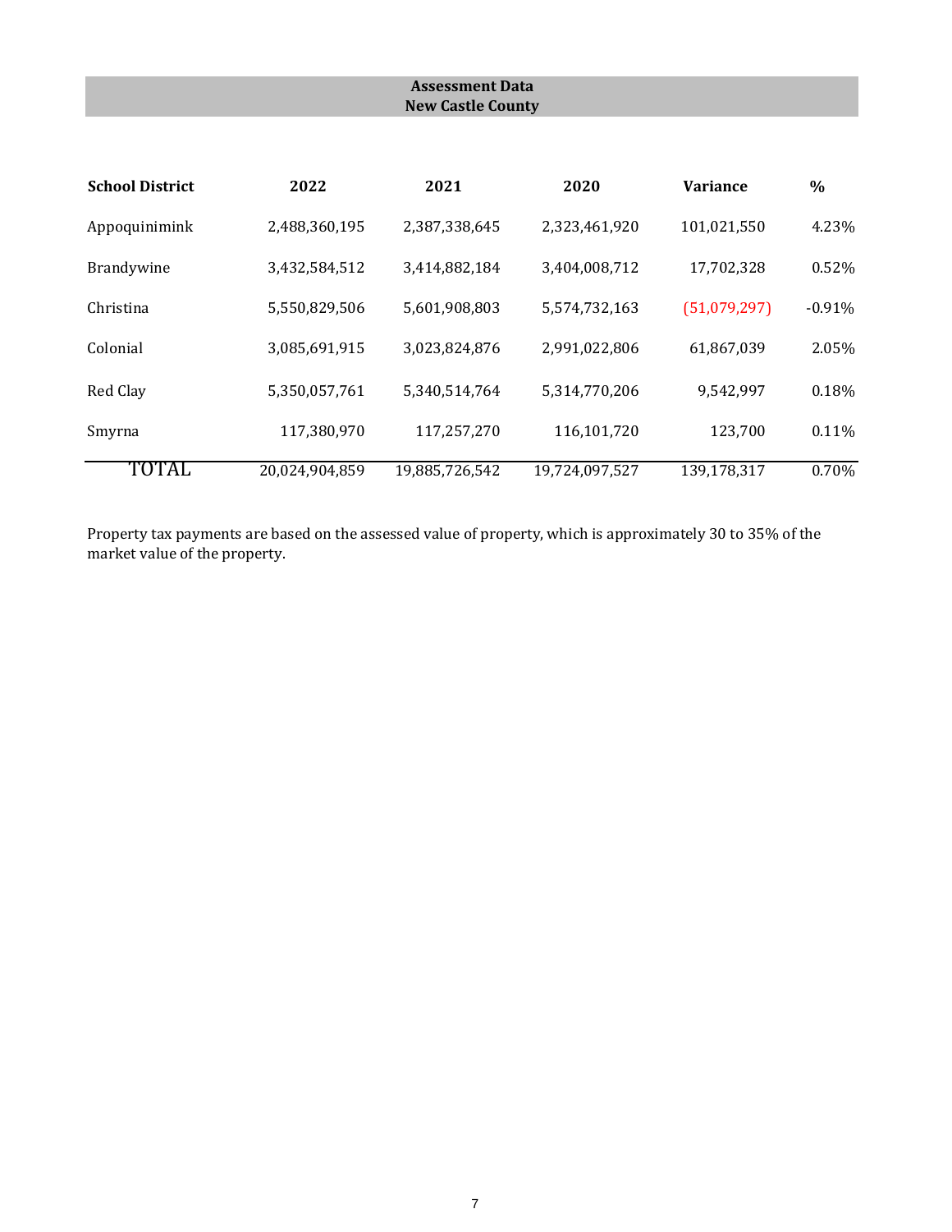## Assessment Data
## New Castle County

| School District | 2022 | 2021 | 2020 | Variance | % |
|---|---|---|---|---|---|
| Appoquinimink | 2,488,360,195 | 2,387,338,645 | 2,323,461,920 | 101,021,550 | 4.23% |
| Brandywine | 3,432,584,512 | 3,414,882,184 | 3,404,008,712 | 17,702,328 | 0.52% |
| Christina | 5,550,829,506 | 5,601,908,803 | 5,574,732,163 | (51,079,297) | -0.91% |
| Colonial | 3,085,691,915 | 3,023,824,876 | 2,991,022,806 | 61,867,039 | 2.05% |
| Red Clay | 5,350,057,761 | 5,340,514,764 | 5,314,770,206 | 9,542,997 | 0.18% |
| Smyrna | 117,380,970 | 117,257,270 | 116,101,720 | 123,700 | 0.11% |
| TOTAL | 20,024,904,859 | 19,885,726,542 | 19,724,097,527 | 139,178,317 | 0.70% |

Property tax payments are based on the assessed value of property, which is approximately 30 to 35% of the market value of the property.